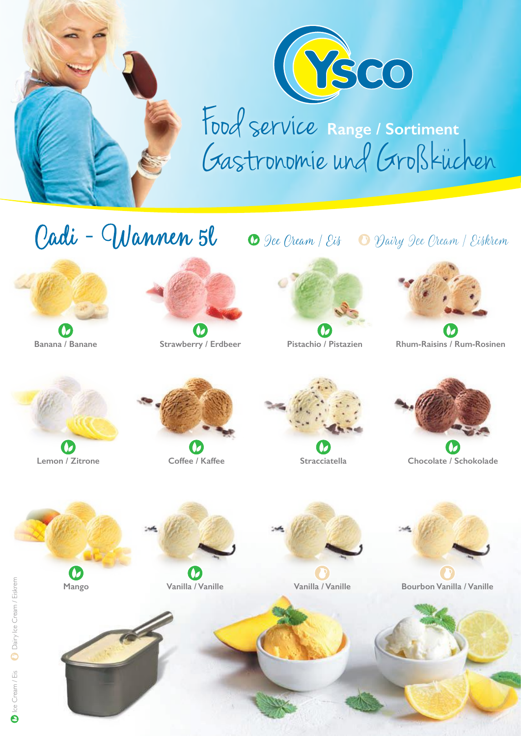# Ysco

## Food service Range / Sortiment
## Gastronomie und Großküchen

## Cadi - Wannen 5l

Ice Cream / Eis — Dairy Ice Cream / Eiskrem

**Banana / Banane**

**Strawberry / Erdbeer**

**Pistachio / Pistazien**

**Rhum-Raisins / Rum-Rosinen**

**Lemon / Zitrone**

**Coffee / Kaffee**

**Stracciatella**

**Chocolate / Schokolade**

**Mango**

**Vanilla / Vanille**

**Vanilla / Vanille**

**Bourbon Vanilla / Vanille**

Ice Cream / Eis — Dairy Ice Cream / Eiskrem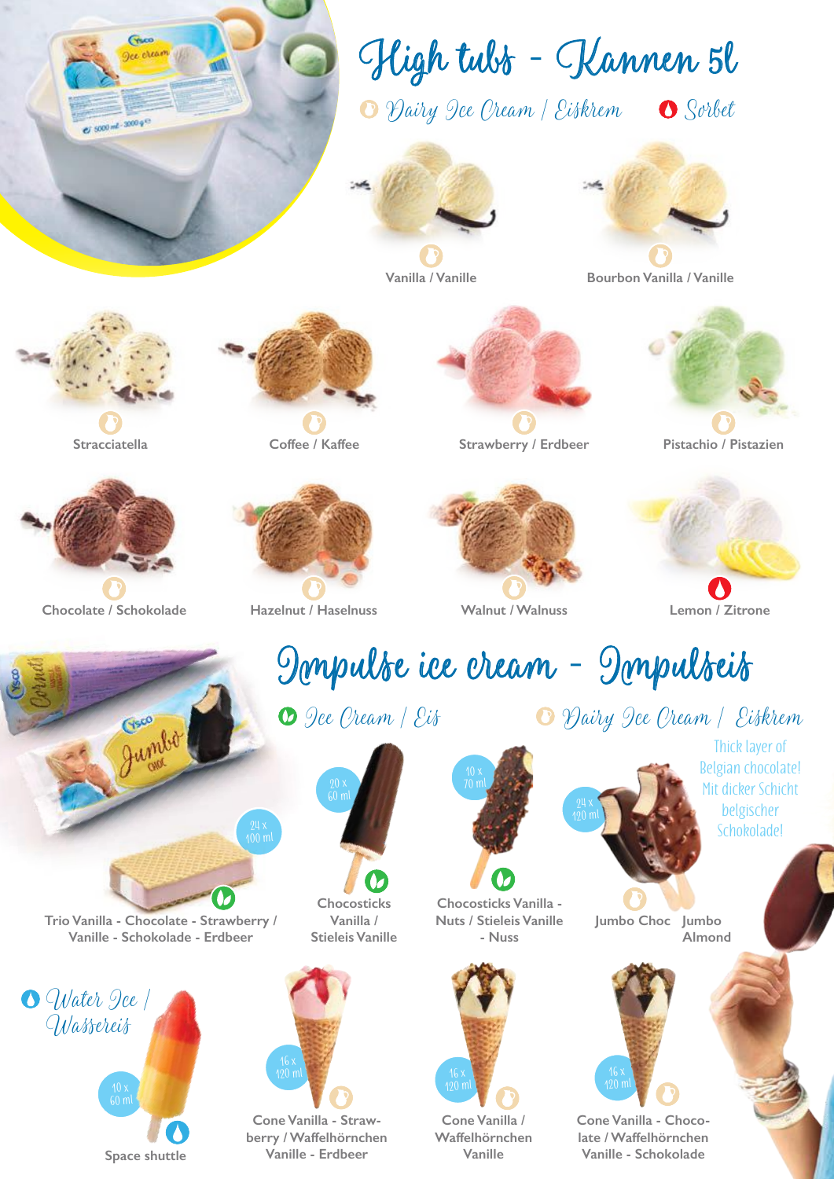# High tubs - Kannen 5l

Dairy Ice Cream / Eiskrem — Sorbet

- Vanilla / Vanille
- Bourbon Vanilla / Vanille
- Stracciatella
- Coffee / Kaffee
- Strawberry / Erdbeer
- Pistachio / Pistazien
- Chocolate / Schokolade
- Hazelnut / Haselnuss
- Walnut / Walnuss
- Lemon / Zitrone

# Impulse ice cream - Impulseis

Ice Cream / Eis — Dairy Ice Cream / Eiskrem

- 24 x 100 ml — Trio Vanilla - Chocolate - Strawberry / Vanille - Schokolade - Erdbeer
- 20 x 60 ml — Chocosticks Vanilla / Stieleis Vanille
- 10 x 70 ml — Chocosticks Vanilla - Nuts / Stieleis Vanille - Nuss
- 24 x 120 ml — Jumbo Choc — Jumbo Almond

Thick layer of Belgian chocolate! Mit dicker Schicht belgischer Schokolade!

Water Ice / Wassereis

- 10 x 60 ml — Space shuttle
- 16 x 120 ml — Cone Vanilla - Strawberry / Waffelhörnchen Vanille - Erdbeer
- 16 x 120 ml — Cone Vanilla / Waffelhörnchen Vanille
- 16 x 120 ml — Cone Vanilla - Chocolate / Waffelhörnchen Vanille - Schokolade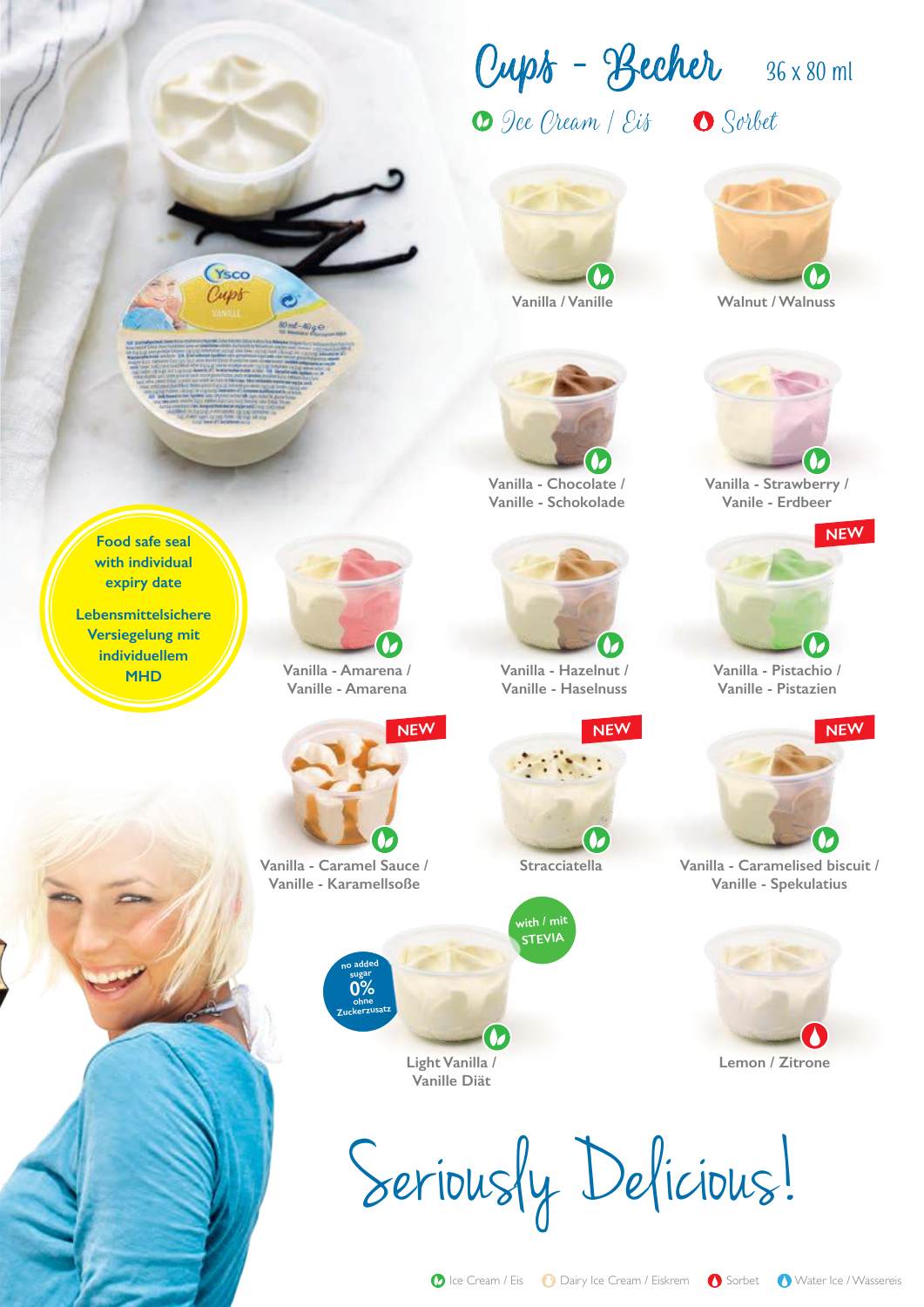# Cups - Becher

36 x 80 ml

Ice Cream / Eis    Sorbet

Vanilla / Vanille

Walnut / Walnuss

Vanilla - Chocolate / Vanille - Schokolade

Vanilla - Strawberry / Vanile - Erdbeer

Food safe seal with individual expiry date

Lebensmittelsichere Versiegelung mit individuellem MHD

Vanilla - Amarena / Vanille - Amarena

Vanilla - Hazelnut / Vanille - Haselnuss

NEW

Vanilla - Pistachio / Vanille - Pistazien

NEW

Vanilla - Caramel Sauce / Vanille - Karamellsoße

NEW

Stracciatella

NEW

Vanilla - Caramelised biscuit / Vanille - Spekulatius

no added sugar 0% ohne Zuckerzusatz

with / mit STEVIA

Light Vanilla / Vanille Diät

Lemon / Zitrone

Seriously Delicious!

Ice Cream / Eis    Dairy Ice Cream / Eiskrem    Sorbet    Water Ice / Wassereis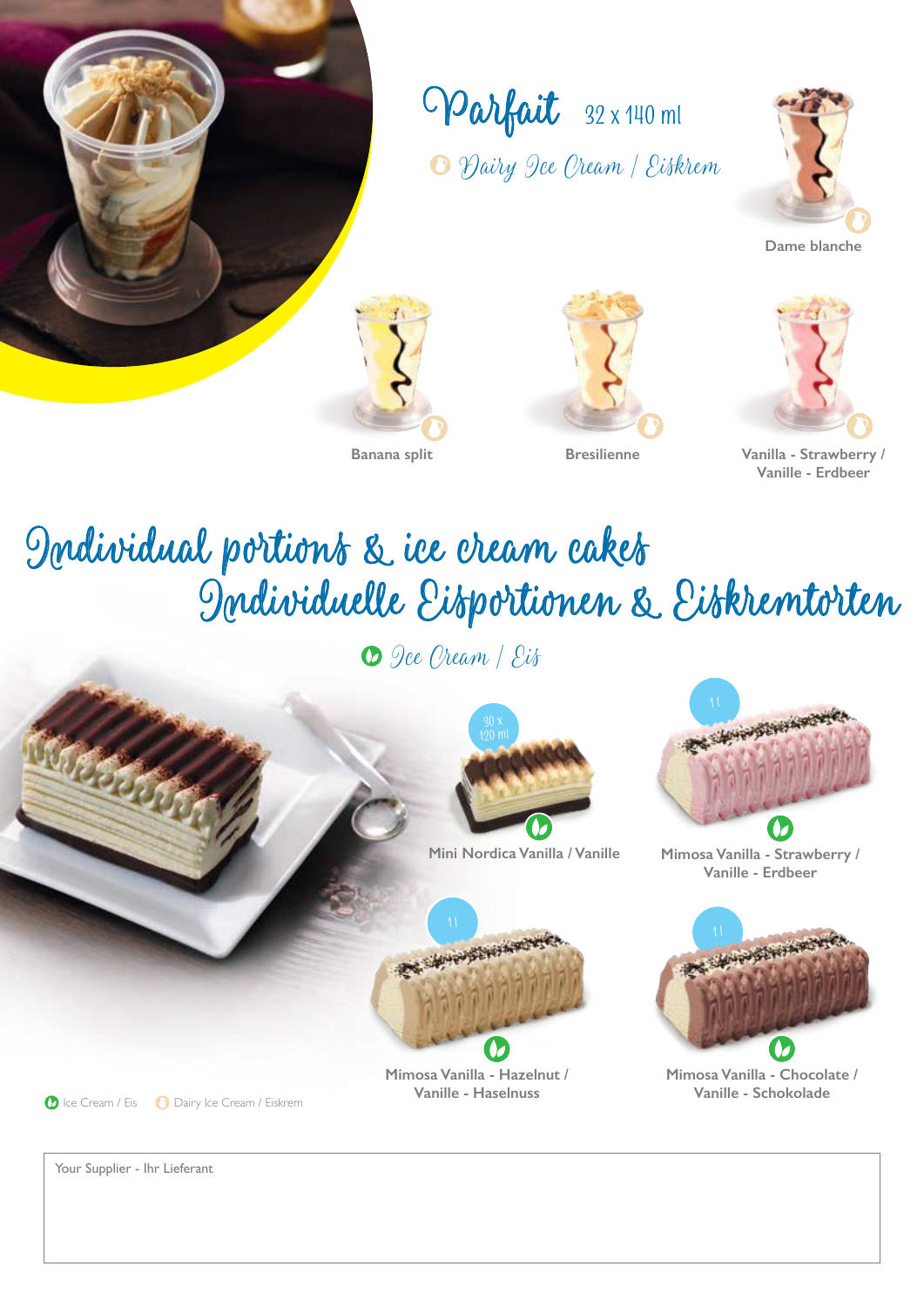# Parfait 32 x 140 ml

Dairy Ice Cream / Eiskrem

Dame blanche

Banana split

Bresilienne

Vanilla - Strawberry / Vanille - Erdbeer

# Individual portions & ice cream cakes
# Individuelle Eisportionen & Eiskremtorten

Ice Cream / Eis

30 x 120 ml

Mini Nordica Vanilla / Vanille

1 l

Mimosa Vanilla - Strawberry / Vanille - Erdbeer

1 l

Mimosa Vanilla - Hazelnut / Vanille - Haselnuss

1 l

Mimosa Vanilla - Chocolate / Vanille - Schokolade

Ice Cream / Eis   Dairy Ice Cream / Eiskrem

Your Supplier - Ihr Lieferant